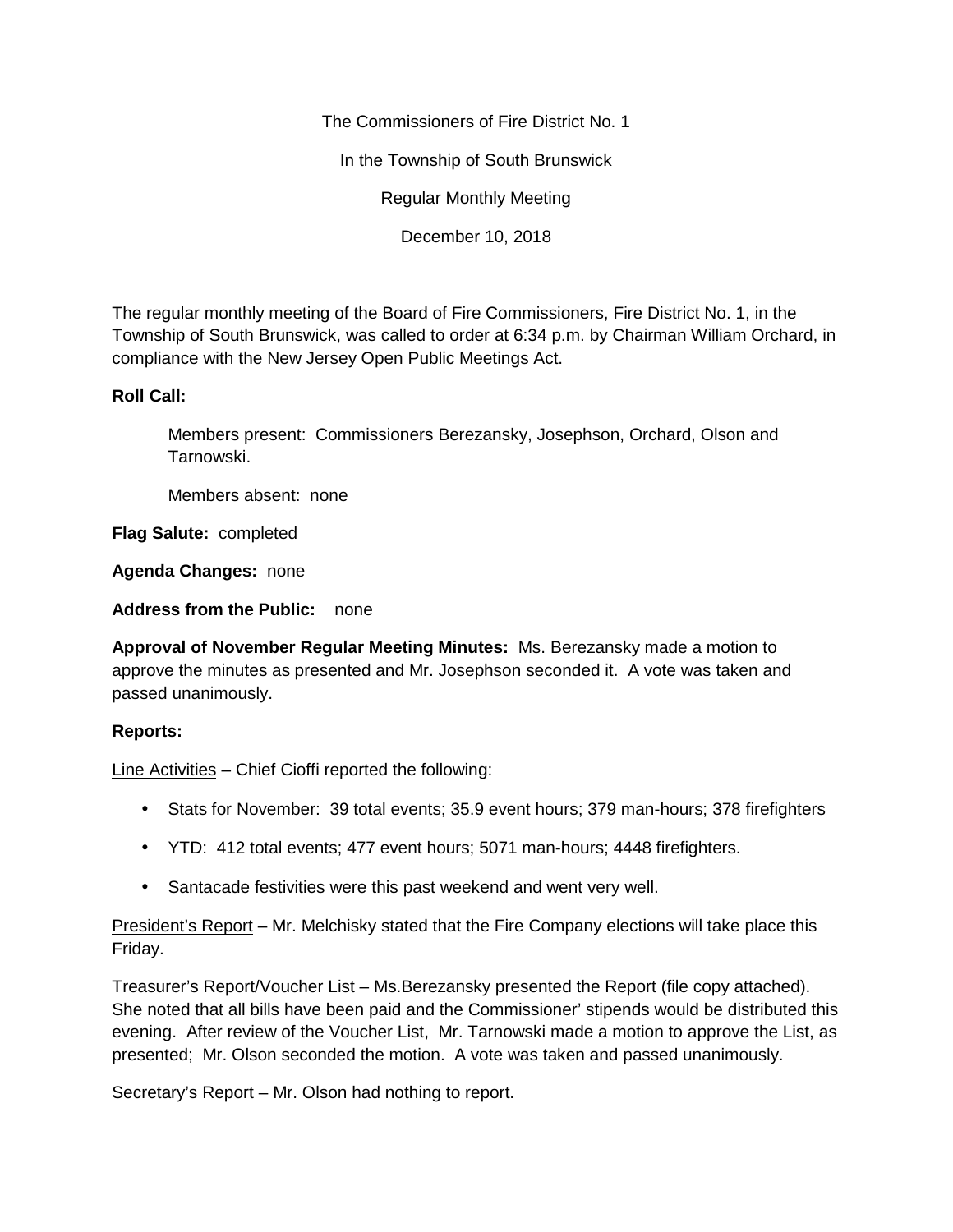The Commissioners of Fire District No. 1

In the Township of South Brunswick

Regular Monthly Meeting

December 10, 2018

The regular monthly meeting of the Board of Fire Commissioners, Fire District No. 1, in the Township of South Brunswick, was called to order at 6:34 p.m. by Chairman William Orchard, in compliance with the New Jersey Open Public Meetings Act.

**Roll Call:**

Members present: Commissioners Berezansky, Josephson, Orchard, Olson and Tarnowski.

Members absent: none

**Flag Salute:** completed

**Agenda Changes:** none

**Address from the Public:** none

**Approval of November Regular Meeting Minutes:** Ms. Berezansky made a motion to approve the minutes as presented and Mr. Josephson seconded it. A vote was taken and passed unanimously.

**Reports:**

Line Activities – Chief Cioffi reported the following:

- Stats for November: 39 total events; 35.9 event hours; 379 man-hours; 378 firefighters
- YTD: 412 total events; 477 event hours; 5071 man-hours; 4448 firefighters.
- Santacade festivities were this past weekend and went very well.

President's Report – Mr. Melchisky stated that the Fire Company elections will take place this Friday.

Treasurer's Report/Voucher List – Ms.Berezansky presented the Report (file copy attached). She noted that all bills have been paid and the Commissioner' stipends would be distributed this evening. After review of the Voucher List, Mr. Tarnowski made a motion to approve the List, as presented; Mr. Olson seconded the motion. A vote was taken and passed unanimously.

Secretary's Report – Mr. Olson had nothing to report.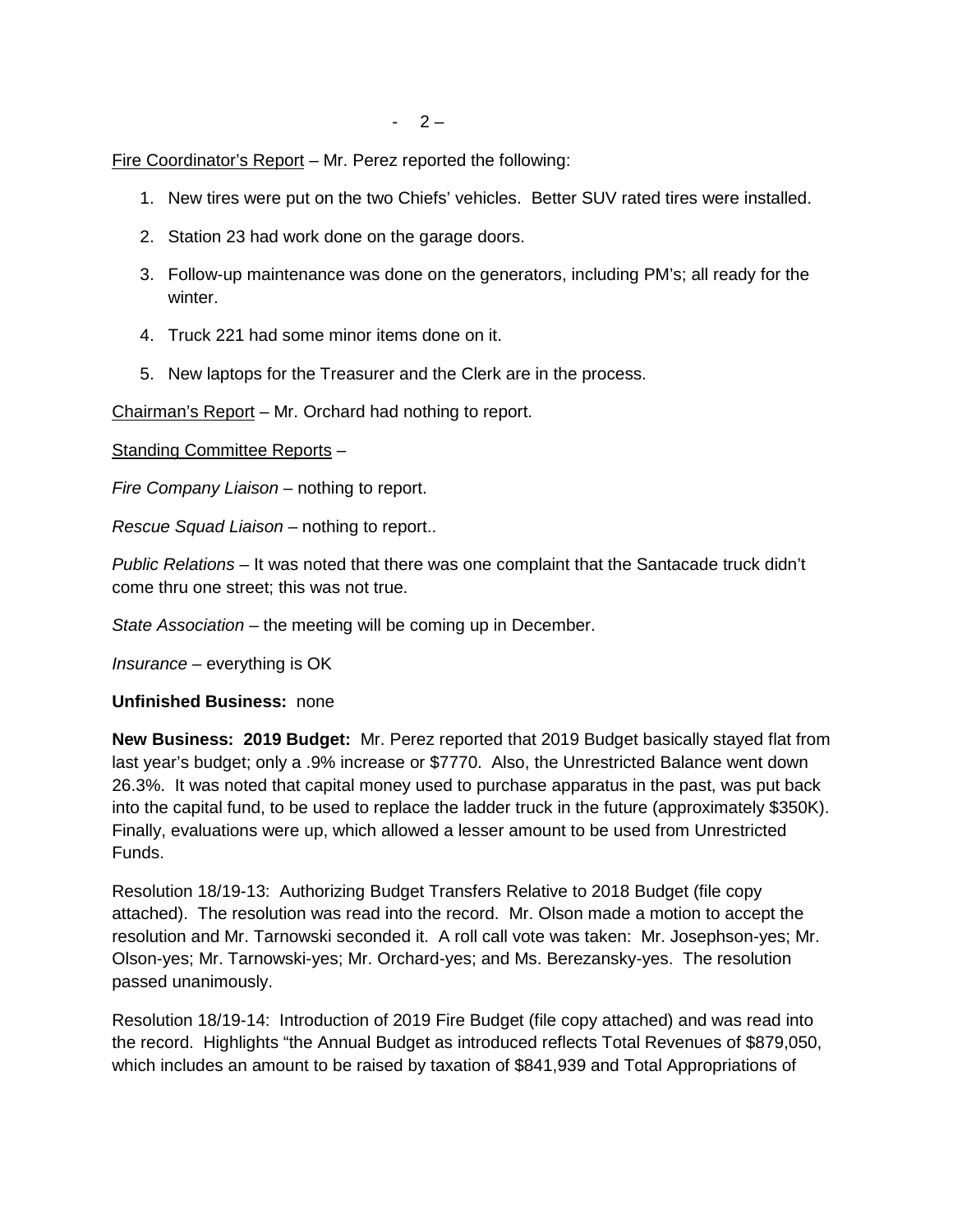<u>Fire Coordinator's Report</u> – Mr. Perez reported the following:

1. New tires were put on the two Chiefs' vehicles. Better SUV rated tires were installed.
2. Station 23 had work done on the garage doors.
3. Follow-up maintenance was done on the generators, including PM's; all ready for the winter.
4. Truck 221 had some minor items done on it.
5. New laptops for the Treasurer and the Clerk are in the process.

<u>Chairman's Report</u> – Mr. Orchard had nothing to report.

<u>Standing Committee Reports</u> –

*Fire Company Liaison* – nothing to report.

*Rescue Squad Liaison* – nothing to report..

*Public Relations* – It was noted that there was one complaint that the Santacade truck didn't come thru one street; this was not true.

*State Association* – the meeting will be coming up in December.

*Insurance* – everything is OK

**Unfinished Business:** none

**New Business: 2019 Budget:** Mr. Perez reported that 2019 Budget basically stayed flat from last year's budget; only a .9% increase or $7770. Also, the Unrestricted Balance went down 26.3%. It was noted that capital money used to purchase apparatus in the past, was put back into the capital fund, to be used to replace the ladder truck in the future (approximately $350K). Finally, evaluations were up, which allowed a lesser amount to be used from Unrestricted Funds.

Resolution 18/19-13: Authorizing Budget Transfers Relative to 2018 Budget (file copy attached). The resolution was read into the record. Mr. Olson made a motion to accept the resolution and Mr. Tarnowski seconded it. A roll call vote was taken: Mr. Josephson-yes; Mr. Olson-yes; Mr. Tarnowski-yes; Mr. Orchard-yes; and Ms. Berezansky-yes. The resolution passed unanimously.

Resolution 18/19-14: Introduction of 2019 Fire Budget (file copy attached) and was read into the record. Highlights "the Annual Budget as introduced reflects Total Revenues of $879,050, which includes an amount to be raised by taxation of $841,939 and Total Appropriations of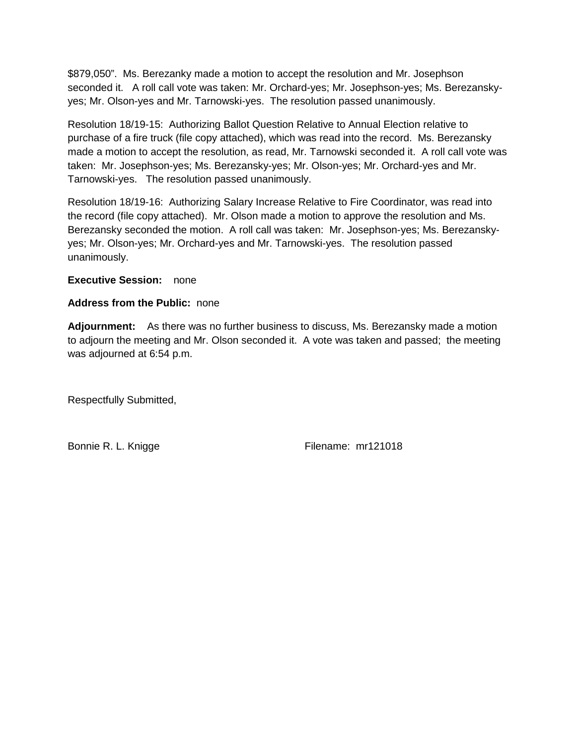$879,050". Ms. Berezanky made a motion to accept the resolution and Mr. Josephson seconded it. A roll call vote was taken: Mr. Orchard-yes; Mr. Josephson-yes; Ms. Berezansky-yes; Mr. Olson-yes and Mr. Tarnowski-yes. The resolution passed unanimously.

Resolution 18/19-15: Authorizing Ballot Question Relative to Annual Election relative to purchase of a fire truck (file copy attached), which was read into the record. Ms. Berezansky made a motion to accept the resolution, as read, Mr. Tarnowski seconded it. A roll call vote was taken: Mr. Josephson-yes; Ms. Berezansky-yes; Mr. Olson-yes; Mr. Orchard-yes and Mr. Tarnowski-yes. The resolution passed unanimously.

Resolution 18/19-16: Authorizing Salary Increase Relative to Fire Coordinator, was read into the record (file copy attached). Mr. Olson made a motion to approve the resolution and Ms. Berezansky seconded the motion. A roll call was taken: Mr. Josephson-yes; Ms. Berezansky-yes; Mr. Olson-yes; Mr. Orchard-yes and Mr. Tarnowski-yes. The resolution passed unanimously.

**Executive Session:** none

**Address from the Public:** none

**Adjournment:** As there was no further business to discuss, Ms. Berezansky made a motion to adjourn the meeting and Mr. Olson seconded it. A vote was taken and passed; the meeting was adjourned at 6:54 p.m.

Respectfully Submitted,

Bonnie R. L. Knigge

Filename: mr121018